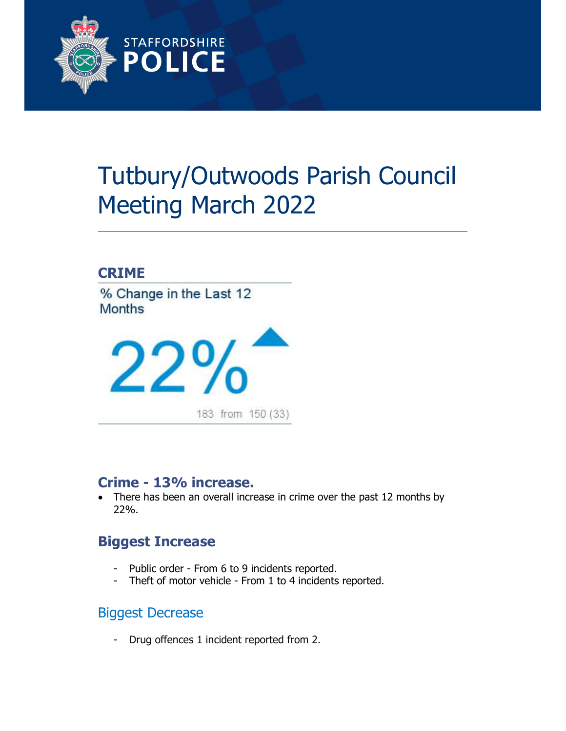# Tutbury/Outwoods Parish Council Meeting March 2022

## CRIME

% Change in the Last 12 Months

22%

183 from 150 (33)

## Crime - 13% increase.

- There has been an overall increase in crime over the past 12 months by 22%.

## Biggest Increase

- Public order - From 6 to 9 incidents reported.
- Theft of motor vehicle - From 1 to 4 incidents reported.

## Biggest Decrease

- Drug offences 1 incident reported from 2.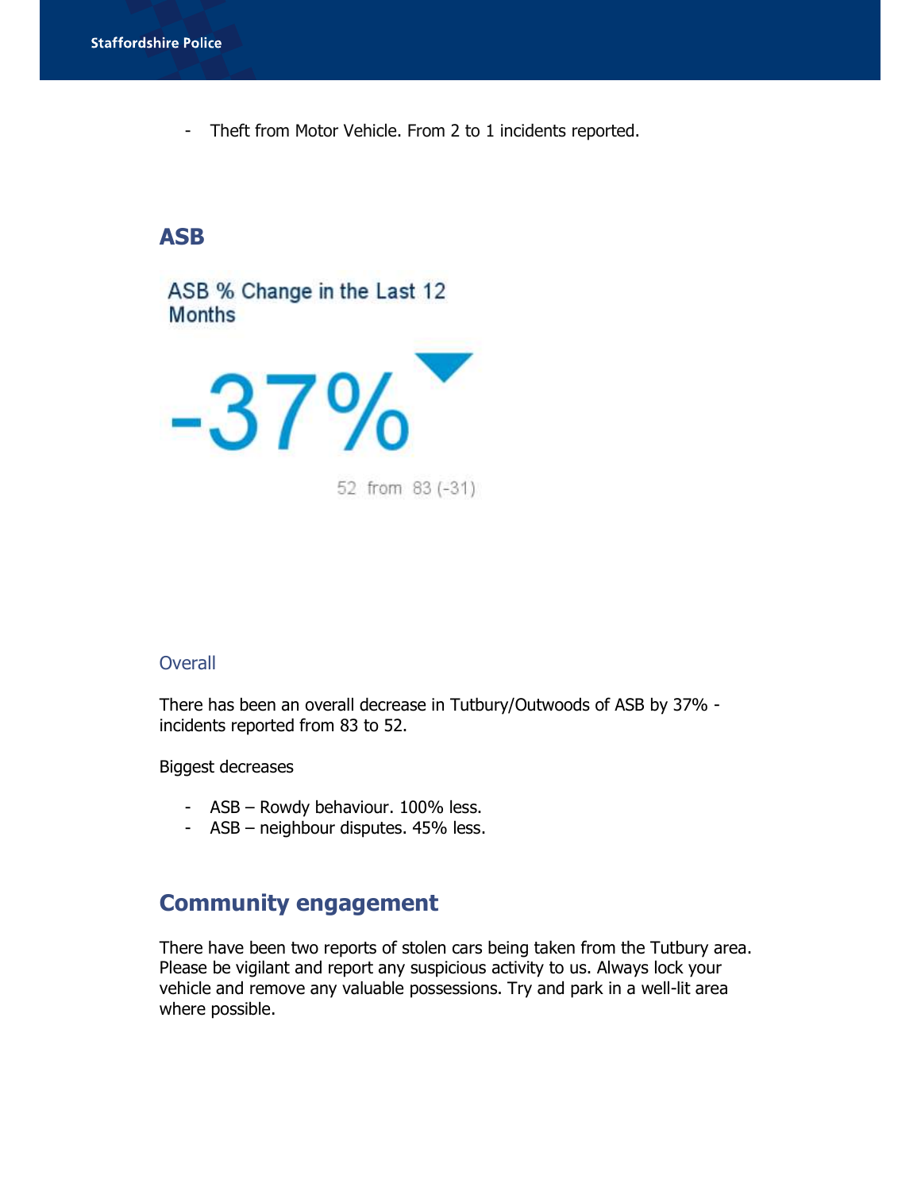- Theft from Motor Vehicle. From 2 to 1 incidents reported.

## ASB

ASB % Change in the Last 12 Months

-37%

52 from 83 (-31)

### Overall

There has been an overall decrease in Tutbury/Outwoods of ASB by 37% - incidents reported from 83 to 52.

Biggest decreases

- ASB – Rowdy behaviour. 100% less.
- ASB – neighbour disputes. 45% less.

## Community engagement

There have been two reports of stolen cars being taken from the Tutbury area. Please be vigilant and report any suspicious activity to us. Always lock your vehicle and remove any valuable possessions. Try and park in a well-lit area where possible.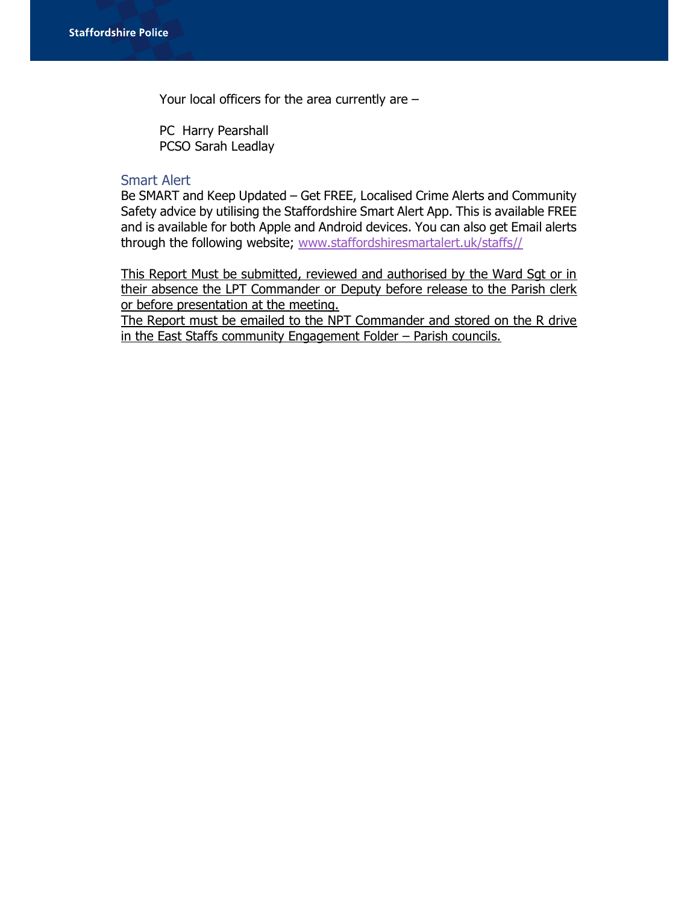Your local officers for the area currently are –

PC  Harry Pearshall
PCSO Sarah Leadlay

## Smart Alert

Be SMART and Keep Updated – Get FREE, Localised Crime Alerts and Community Safety advice by utilising the Staffordshire Smart Alert App. This is available FREE and is available for both Apple and Android devices. You can also get Email alerts through the following website; www.staffordshiresmartalert.uk/staffs//

This Report Must be submitted, reviewed and authorised by the Ward Sgt or in their absence the LPT Commander or Deputy before release to the Parish clerk or before presentation at the meeting.
The Report must be emailed to the NPT Commander and stored on the R drive in the East Staffs community Engagement Folder – Parish councils.